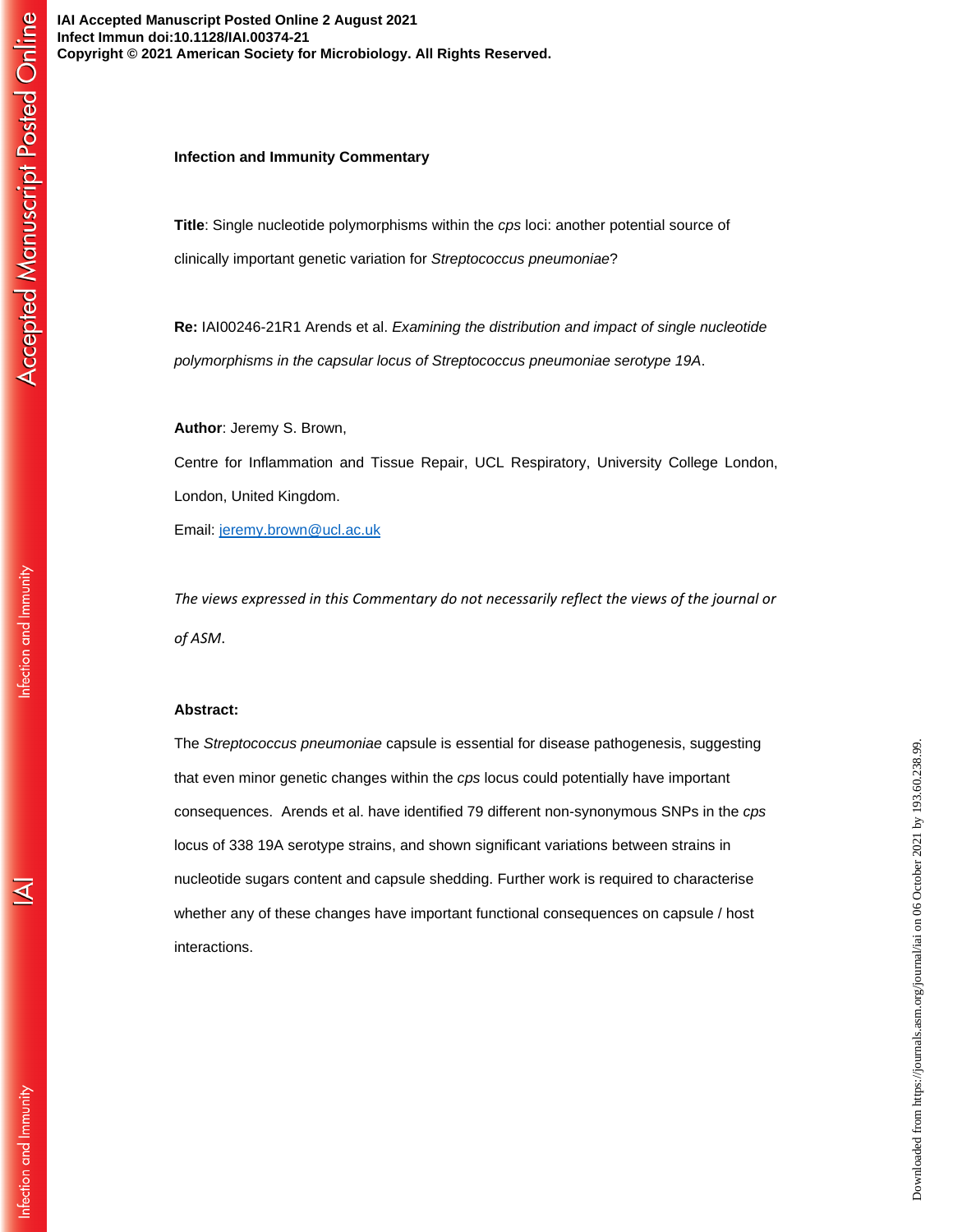**Infection and Immunity Commentary**

**Title**: Single nucleotide polymorphisms within the *cps* loci: another potential source of clinically important genetic variation for *Streptococcus pneumoniae*?

**Re:** IAI00246-21R1 Arends et al. *Examining the distribution and impact of single nucleotide polymorphisms in the capsular locus of Streptococcus pneumoniae serotype 19A*.

**Author**: Jeremy S. Brown,

Centre for Inflammation and Tissue Repair, UCL Respiratory, University College London, London, United Kingdom.

Email: jeremy.brown@ucl.ac.uk

*The views expressed in this Commentary do not necessarily reflect the views of the journal or of ASM*.

**Abstract:**

The *Streptococcus pneumoniae* capsule is essential for disease pathogenesis, suggesting that even minor genetic changes within the *cps* locus could potentially have important consequences. Arends et al. have identified 79 different non-synonymous SNPs in the *cps* locus of 338 19A serotype strains, and shown significant variations between strains in nucleotide sugars content and capsule shedding. Further work is required to characterise whether any of these changes have important functional consequences on capsule / host interactions.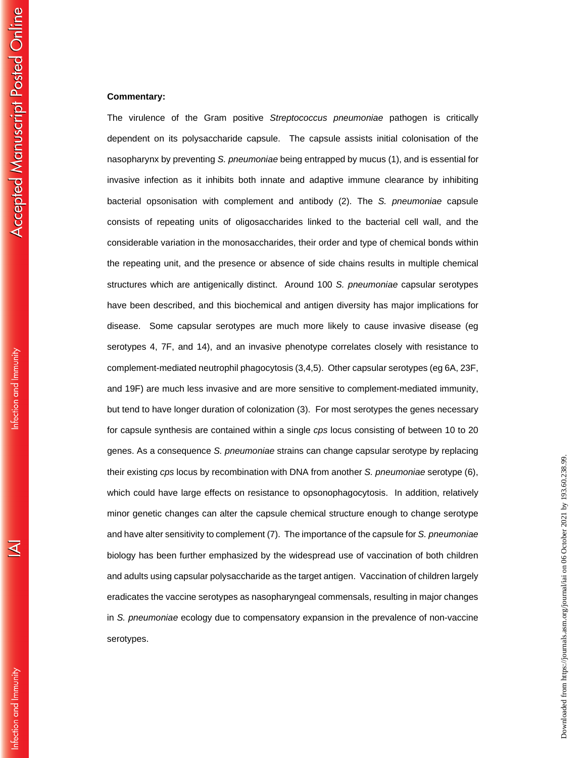**Commentary:**

The virulence of the Gram positive *Streptococcus pneumoniae* pathogen is critically dependent on its polysaccharide capsule. The capsule assists initial colonisation of the nasopharynx by preventing *S. pneumoniae* being entrapped by mucus (1), and is essential for invasive infection as it inhibits both innate and adaptive immune clearance by inhibiting bacterial opsonisation with complement and antibody (2). The *S. pneumoniae* capsule consists of repeating units of oligosaccharides linked to the bacterial cell wall, and the considerable variation in the monosaccharides, their order and type of chemical bonds within the repeating unit, and the presence or absence of side chains results in multiple chemical structures which are antigenically distinct. Around 100 *S. pneumoniae* capsular serotypes have been described, and this biochemical and antigen diversity has major implications for disease. Some capsular serotypes are much more likely to cause invasive disease (eg serotypes 4, 7F, and 14), and an invasive phenotype correlates closely with resistance to complement-mediated neutrophil phagocytosis (3,4,5). Other capsular serotypes (eg 6A, 23F, and 19F) are much less invasive and are more sensitive to complement-mediated immunity, but tend to have longer duration of colonization (3). For most serotypes the genes necessary for capsule synthesis are contained within a single *cps* locus consisting of between 10 to 20 genes. As a consequence *S. pneumoniae* strains can change capsular serotype by replacing their existing *cps* locus by recombination with DNA from another *S. pneumoniae* serotype (6), which could have large effects on resistance to opsonophagocytosis. In addition, relatively minor genetic changes can alter the capsule chemical structure enough to change serotype and have alter sensitivity to complement (7). The importance of the capsule for *S. pneumoniae* biology has been further emphasized by the widespread use of vaccination of both children and adults using capsular polysaccharide as the target antigen. Vaccination of children largely eradicates the vaccine serotypes as nasopharyngeal commensals, resulting in major changes in *S. pneumoniae* ecology due to compensatory expansion in the prevalence of non-vaccine serotypes.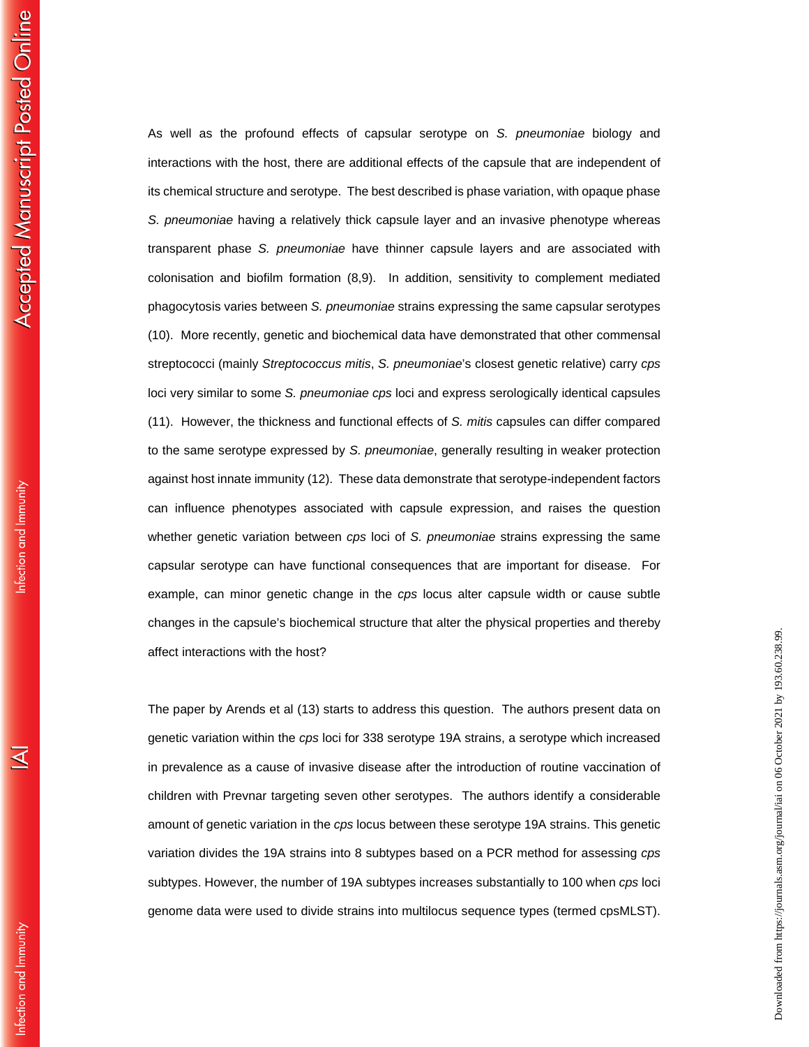As well as the profound effects of capsular serotype on *S. pneumoniae* biology and interactions with the host, there are additional effects of the capsule that are independent of its chemical structure and serotype. The best described is phase variation, with opaque phase *S. pneumoniae* having a relatively thick capsule layer and an invasive phenotype whereas transparent phase *S. pneumoniae* have thinner capsule layers and are associated with colonisation and biofilm formation (8,9). In addition, sensitivity to complement mediated phagocytosis varies between *S. pneumoniae* strains expressing the same capsular serotypes (10). More recently, genetic and biochemical data have demonstrated that other commensal streptococci (mainly *Streptococcus mitis*, *S. pneumoniae*'s closest genetic relative) carry *cps* loci very similar to some *S. pneumoniae cps* loci and express serologically identical capsules (11). However, the thickness and functional effects of *S. mitis* capsules can differ compared to the same serotype expressed by *S. pneumoniae*, generally resulting in weaker protection against host innate immunity (12). These data demonstrate that serotype-independent factors can influence phenotypes associated with capsule expression, and raises the question whether genetic variation between *cps* loci of *S. pneumoniae* strains expressing the same capsular serotype can have functional consequences that are important for disease. For example, can minor genetic change in the *cps* locus alter capsule width or cause subtle changes in the capsule's biochemical structure that alter the physical properties and thereby affect interactions with the host?

The paper by Arends et al (13) starts to address this question. The authors present data on genetic variation within the *cps* loci for 338 serotype 19A strains, a serotype which increased in prevalence as a cause of invasive disease after the introduction of routine vaccination of children with Prevnar targeting seven other serotypes. The authors identify a considerable amount of genetic variation in the *cps* locus between these serotype 19A strains. This genetic variation divides the 19A strains into 8 subtypes based on a PCR method for assessing *cps* subtypes. However, the number of 19A subtypes increases substantially to 100 when *cps* loci genome data were used to divide strains into multilocus sequence types (termed cpsMLST).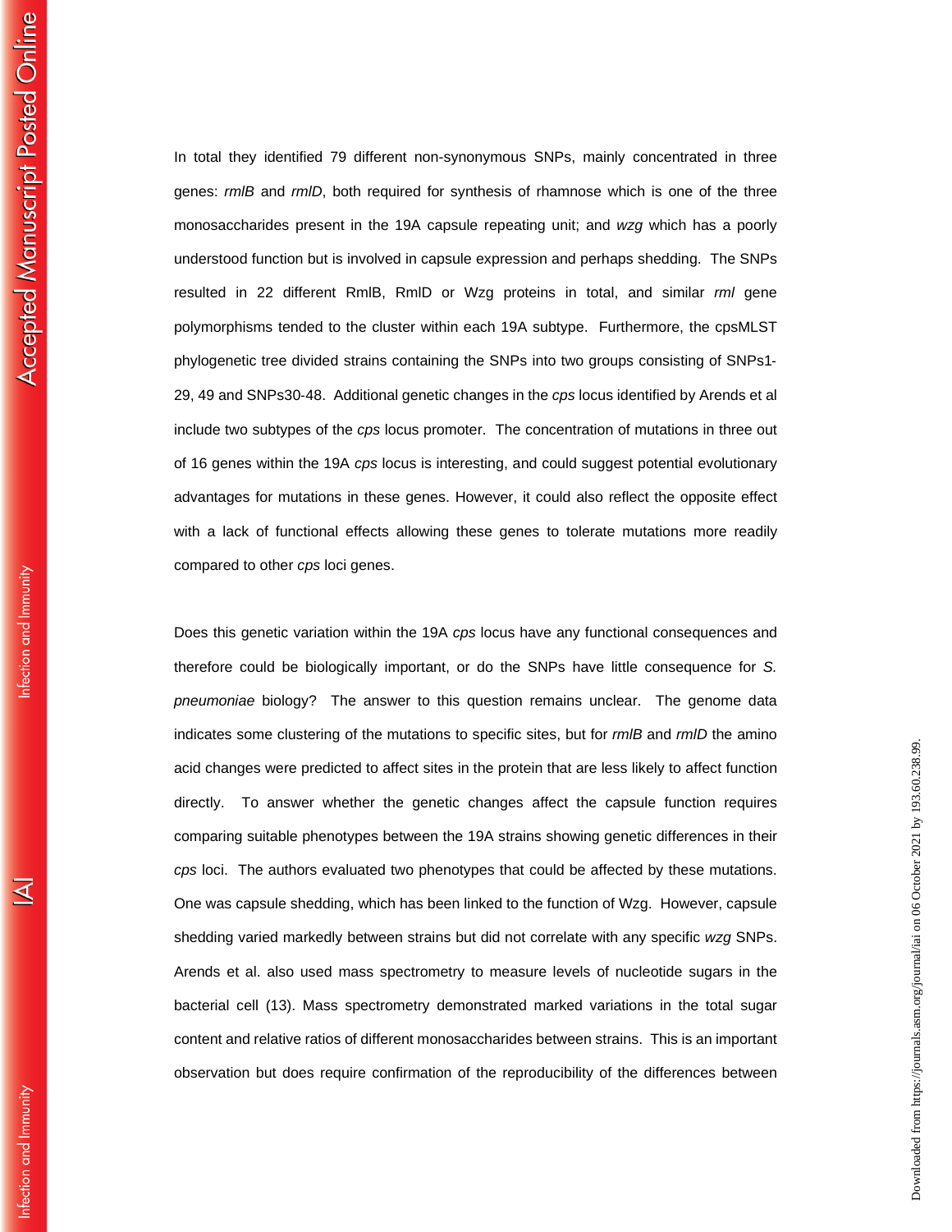In total they identified 79 different non-synonymous SNPs, mainly concentrated in three genes: *rmlB* and *rmlD*, both required for synthesis of rhamnose which is one of the three monosaccharides present in the 19A capsule repeating unit; and *wzg* which has a poorly understood function but is involved in capsule expression and perhaps shedding. The SNPs resulted in 22 different RmlB, RmlD or Wzg proteins in total, and similar *rml* gene polymorphisms tended to the cluster within each 19A subtype. Furthermore, the cpsMLST phylogenetic tree divided strains containing the SNPs into two groups consisting of SNPs1-29, 49 and SNPs30-48. Additional genetic changes in the *cps* locus identified by Arends et al include two subtypes of the *cps* locus promoter. The concentration of mutations in three out of 16 genes within the 19A *cps* locus is interesting, and could suggest potential evolutionary advantages for mutations in these genes. However, it could also reflect the opposite effect with a lack of functional effects allowing these genes to tolerate mutations more readily compared to other *cps* loci genes.

Does this genetic variation within the 19A *cps* locus have any functional consequences and therefore could be biologically important, or do the SNPs have little consequence for *S. pneumoniae* biology? The answer to this question remains unclear. The genome data indicates some clustering of the mutations to specific sites, but for *rmlB* and *rmlD* the amino acid changes were predicted to affect sites in the protein that are less likely to affect function directly. To answer whether the genetic changes affect the capsule function requires comparing suitable phenotypes between the 19A strains showing genetic differences in their *cps* loci. The authors evaluated two phenotypes that could be affected by these mutations. One was capsule shedding, which has been linked to the function of Wzg. However, capsule shedding varied markedly between strains but did not correlate with any specific *wzg* SNPs. Arends et al. also used mass spectrometry to measure levels of nucleotide sugars in the bacterial cell (13). Mass spectrometry demonstrated marked variations in the total sugar content and relative ratios of different monosaccharides between strains. This is an important observation but does require confirmation of the reproducibility of the differences between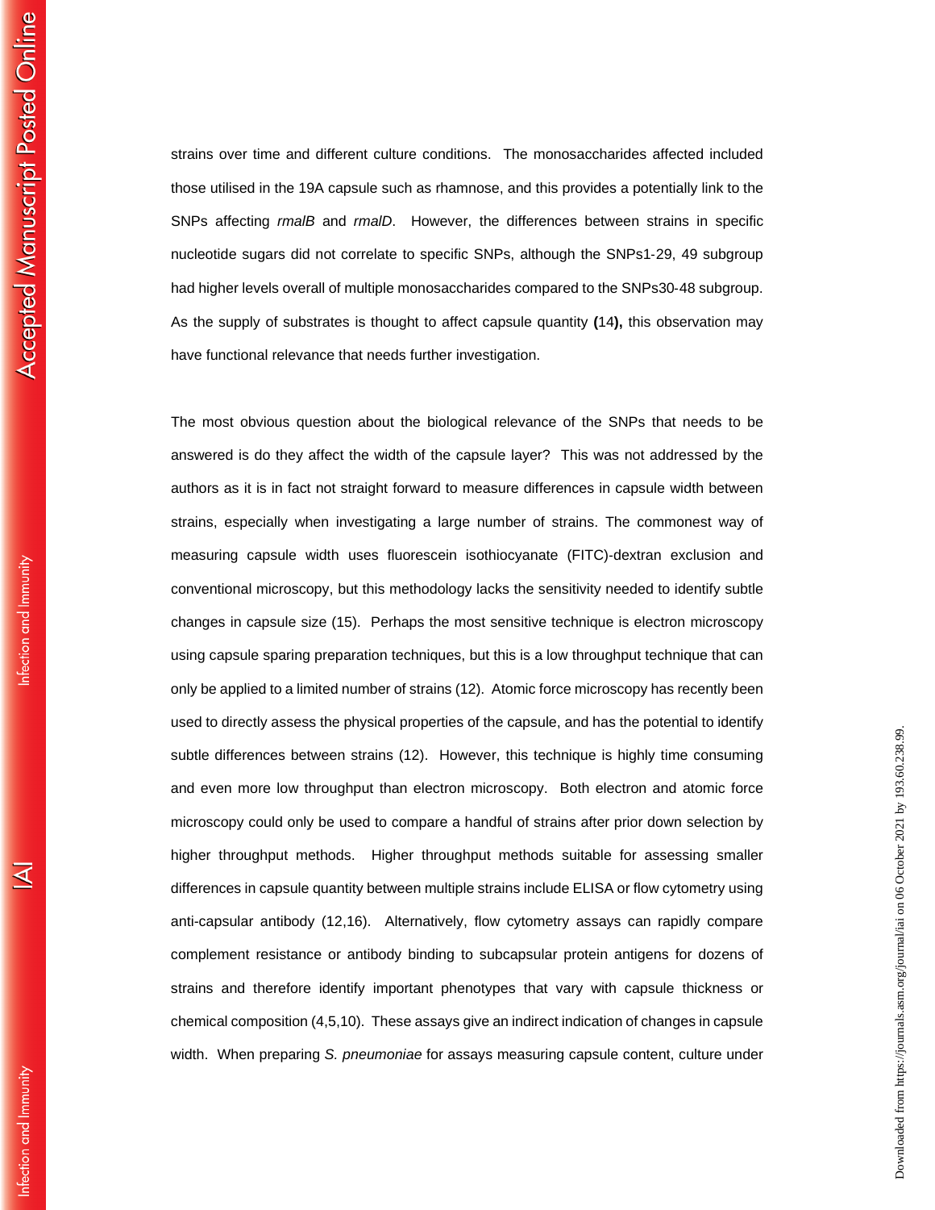strains over time and different culture conditions. The monosaccharides affected included those utilised in the 19A capsule such as rhamnose, and this provides a potentially link to the SNPs affecting *rmalB* and *rmalD*. However, the differences between strains in specific nucleotide sugars did not correlate to specific SNPs, although the SNPs1-29, 49 subgroup had higher levels overall of multiple monosaccharides compared to the SNPs30-48 subgroup. As the supply of substrates is thought to affect capsule quantity **(**14**),** this observation may have functional relevance that needs further investigation.

The most obvious question about the biological relevance of the SNPs that needs to be answered is do they affect the width of the capsule layer? This was not addressed by the authors as it is in fact not straight forward to measure differences in capsule width between strains, especially when investigating a large number of strains. The commonest way of measuring capsule width uses fluorescein isothiocyanate (FITC)-dextran exclusion and conventional microscopy, but this methodology lacks the sensitivity needed to identify subtle changes in capsule size (15). Perhaps the most sensitive technique is electron microscopy using capsule sparing preparation techniques, but this is a low throughput technique that can only be applied to a limited number of strains (12). Atomic force microscopy has recently been used to directly assess the physical properties of the capsule, and has the potential to identify subtle differences between strains (12). However, this technique is highly time consuming and even more low throughput than electron microscopy. Both electron and atomic force microscopy could only be used to compare a handful of strains after prior down selection by higher throughput methods. Higher throughput methods suitable for assessing smaller differences in capsule quantity between multiple strains include ELISA or flow cytometry using anti-capsular antibody (12,16). Alternatively, flow cytometry assays can rapidly compare complement resistance or antibody binding to subcapsular protein antigens for dozens of strains and therefore identify important phenotypes that vary with capsule thickness or chemical composition (4,5,10). These assays give an indirect indication of changes in capsule width. When preparing *S. pneumoniae* for assays measuring capsule content, culture under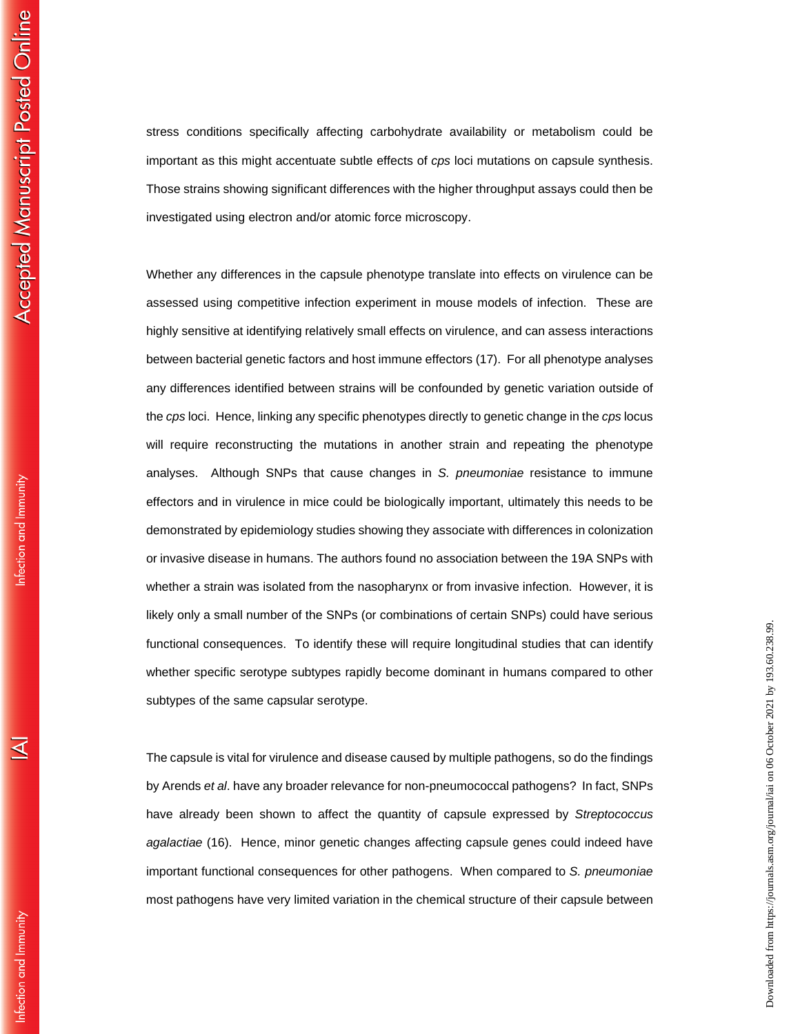stress conditions specifically affecting carbohydrate availability or metabolism could be important as this might accentuate subtle effects of *cps* loci mutations on capsule synthesis. Those strains showing significant differences with the higher throughput assays could then be investigated using electron and/or atomic force microscopy.

Whether any differences in the capsule phenotype translate into effects on virulence can be assessed using competitive infection experiment in mouse models of infection. These are highly sensitive at identifying relatively small effects on virulence, and can assess interactions between bacterial genetic factors and host immune effectors (17). For all phenotype analyses any differences identified between strains will be confounded by genetic variation outside of the *cps* loci. Hence, linking any specific phenotypes directly to genetic change in the *cps* locus will require reconstructing the mutations in another strain and repeating the phenotype analyses. Although SNPs that cause changes in *S. pneumoniae* resistance to immune effectors and in virulence in mice could be biologically important, ultimately this needs to be demonstrated by epidemiology studies showing they associate with differences in colonization or invasive disease in humans. The authors found no association between the 19A SNPs with whether a strain was isolated from the nasopharynx or from invasive infection. However, it is likely only a small number of the SNPs (or combinations of certain SNPs) could have serious functional consequences. To identify these will require longitudinal studies that can identify whether specific serotype subtypes rapidly become dominant in humans compared to other subtypes of the same capsular serotype.

The capsule is vital for virulence and disease caused by multiple pathogens, so do the findings by Arends *et al*. have any broader relevance for non-pneumococcal pathogens? In fact, SNPs have already been shown to affect the quantity of capsule expressed by *Streptococcus agalactiae* (16). Hence, minor genetic changes affecting capsule genes could indeed have important functional consequences for other pathogens. When compared to *S. pneumoniae* most pathogens have very limited variation in the chemical structure of their capsule between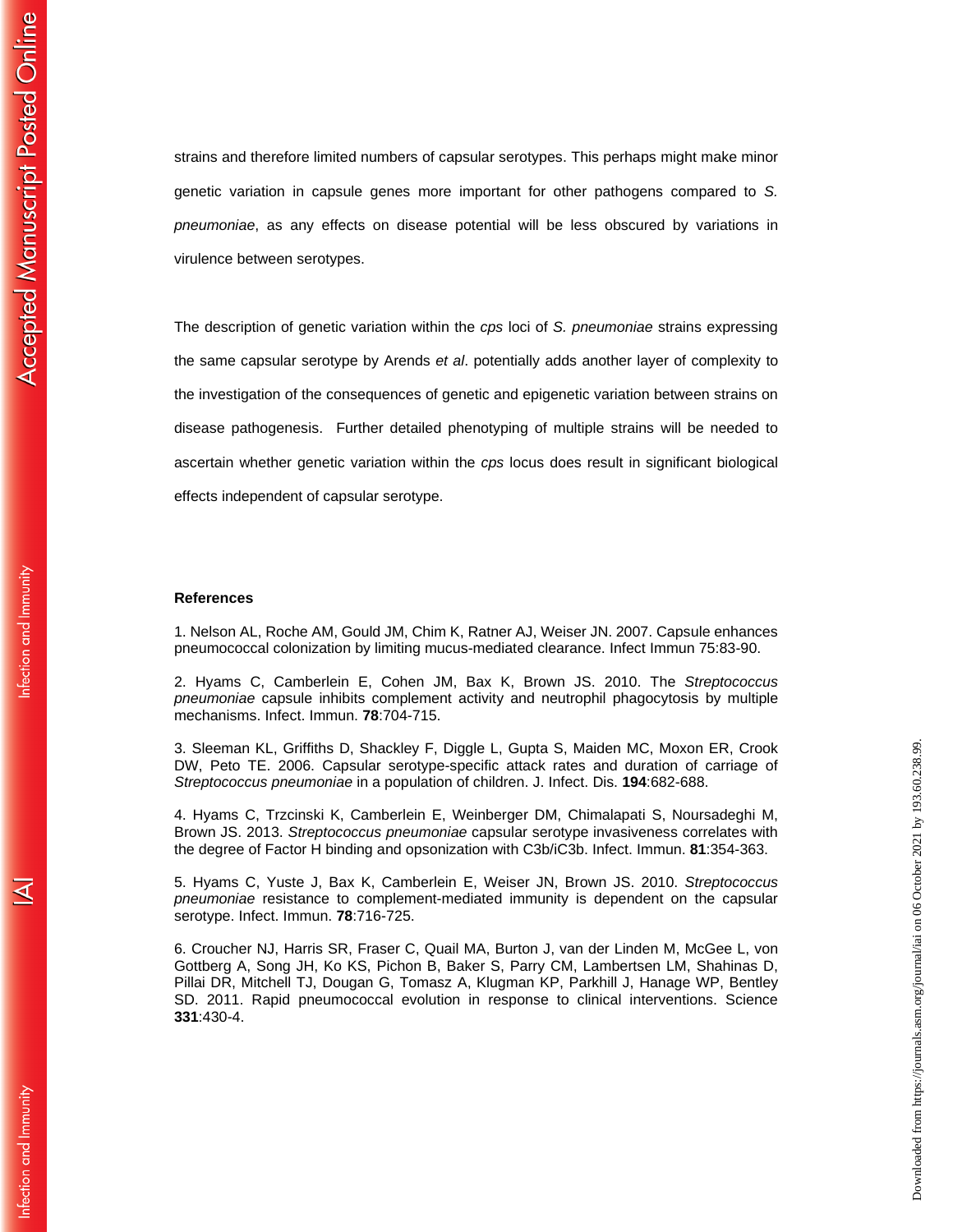strains and therefore limited numbers of capsular serotypes. This perhaps might make minor genetic variation in capsule genes more important for other pathogens compared to *S. pneumoniae*, as any effects on disease potential will be less obscured by variations in virulence between serotypes.

The description of genetic variation within the *cps* loci of *S. pneumoniae* strains expressing the same capsular serotype by Arends *et al*. potentially adds another layer of complexity to the investigation of the consequences of genetic and epigenetic variation between strains on disease pathogenesis. Further detailed phenotyping of multiple strains will be needed to ascertain whether genetic variation within the *cps* locus does result in significant biological effects independent of capsular serotype.

**References**

1. Nelson AL, Roche AM, Gould JM, Chim K, Ratner AJ, Weiser JN. 2007. Capsule enhances pneumococcal colonization by limiting mucus-mediated clearance. Infect Immun 75:83-90.

2. Hyams C, Camberlein E, Cohen JM, Bax K, Brown JS. 2010. The *Streptococcus pneumoniae* capsule inhibits complement activity and neutrophil phagocytosis by multiple mechanisms. Infect. Immun. **78**:704-715.

3. Sleeman KL, Griffiths D, Shackley F, Diggle L, Gupta S, Maiden MC, Moxon ER, Crook DW, Peto TE. 2006. Capsular serotype-specific attack rates and duration of carriage of *Streptococcus pneumoniae* in a population of children. J. Infect. Dis. **194**:682-688.

4. Hyams C, Trzcinski K, Camberlein E, Weinberger DM, Chimalapati S, Noursadeghi M, Brown JS. 2013. *Streptococcus pneumoniae* capsular serotype invasiveness correlates with the degree of Factor H binding and opsonization with C3b/iC3b. Infect. Immun. **81**:354-363.

5. Hyams C, Yuste J, Bax K, Camberlein E, Weiser JN, Brown JS. 2010. *Streptococcus pneumoniae* resistance to complement-mediated immunity is dependent on the capsular serotype. Infect. Immun. **78**:716-725.

6. Croucher NJ, Harris SR, Fraser C, Quail MA, Burton J, van der Linden M, McGee L, von Gottberg A, Song JH, Ko KS, Pichon B, Baker S, Parry CM, Lambertsen LM, Shahinas D, Pillai DR, Mitchell TJ, Dougan G, Tomasz A, Klugman KP, Parkhill J, Hanage WP, Bentley SD. 2011. Rapid pneumococcal evolution in response to clinical interventions. Science **331**:430-4.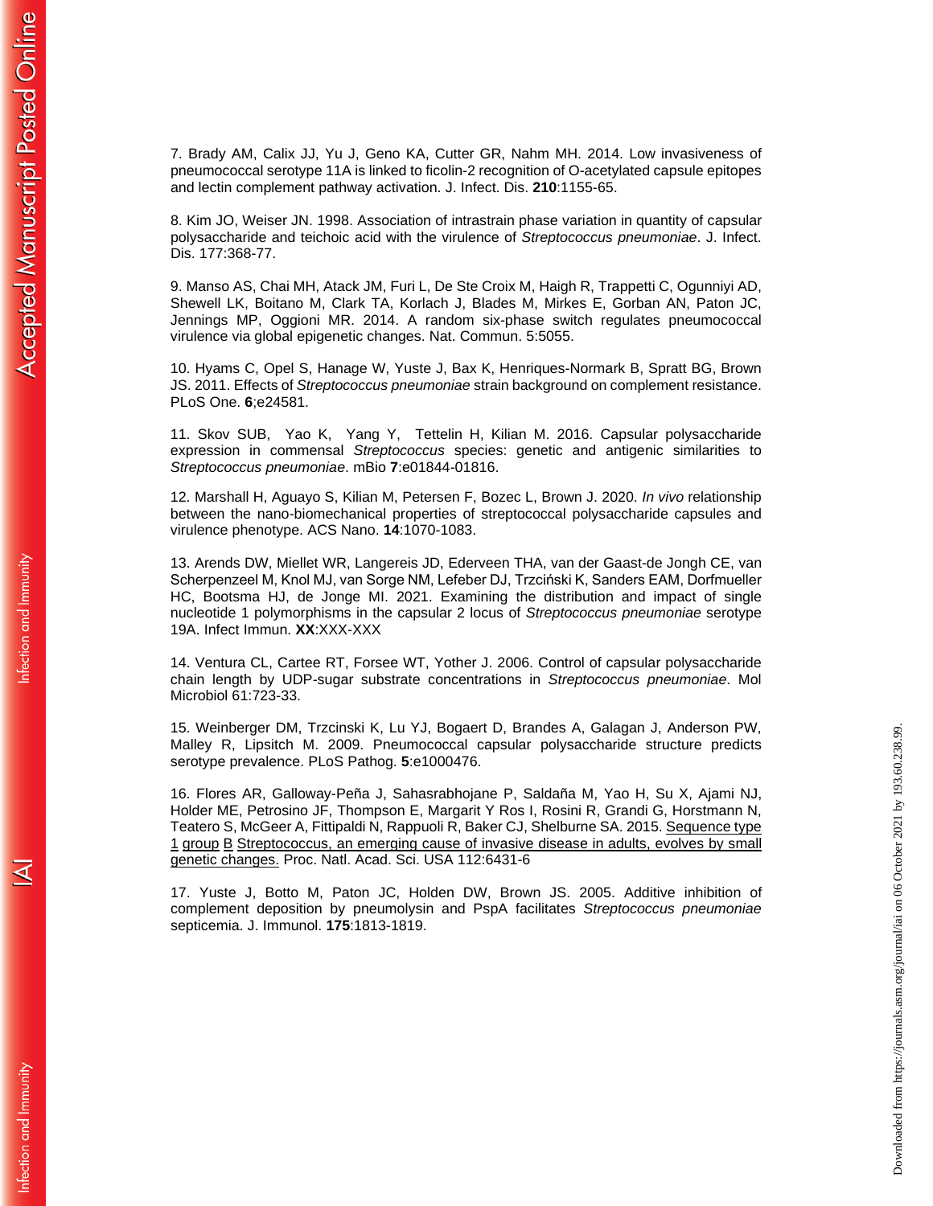7. Brady AM, Calix JJ, Yu J, Geno KA, Cutter GR, Nahm MH. 2014. Low invasiveness of pneumococcal serotype 11A is linked to ficolin-2 recognition of O-acetylated capsule epitopes and lectin complement pathway activation. J. Infect. Dis. **210**:1155-65.

8. Kim JO, Weiser JN. 1998. Association of intrastrain phase variation in quantity of capsular polysaccharide and teichoic acid with the virulence of *Streptococcus pneumoniae*. J. Infect. Dis. 177:368-77.

9. Manso AS, Chai MH, Atack JM, Furi L, De Ste Croix M, Haigh R, Trappetti C, Ogunniyi AD, Shewell LK, Boitano M, Clark TA, Korlach J, Blades M, Mirkes E, Gorban AN, Paton JC, Jennings MP, Oggioni MR. 2014. A random six-phase switch regulates pneumococcal virulence via global epigenetic changes. Nat. Commun. 5:5055.

10. Hyams C, Opel S, Hanage W, Yuste J, Bax K, Henriques-Normark B, Spratt BG, Brown JS. 2011. Effects of *Streptococcus pneumoniae* strain background on complement resistance. PLoS One. **6**;e24581.

11. Skov SUB, Yao K, Yang Y, Tettelin H, Kilian M. 2016. Capsular polysaccharide expression in commensal *Streptococcus* species: genetic and antigenic similarities to *Streptococcus pneumoniae*. mBio **7**:e01844-01816.

12. Marshall H, Aguayo S, Kilian M, Petersen F, Bozec L, Brown J. 2020. *In vivo* relationship between the nano-biomechanical properties of streptococcal polysaccharide capsules and virulence phenotype. ACS Nano. **14**:1070-1083.

13. Arends DW, Miellet WR, Langereis JD, Ederveen THA, van der Gaast-de Jongh CE, van Scherpenzeel M, Knol MJ, van Sorge NM, Lefeber DJ, Trzciński K, Sanders EAM, Dorfmueller HC, Bootsma HJ, de Jonge MI. 2021. Examining the distribution and impact of single nucleotide 1 polymorphisms in the capsular 2 locus of *Streptococcus pneumoniae* serotype 19A. Infect Immun. **XX**:XXX-XXX

14. Ventura CL, Cartee RT, Forsee WT, Yother J. 2006. Control of capsular polysaccharide chain length by UDP-sugar substrate concentrations in *Streptococcus pneumoniae*. Mol Microbiol 61:723-33.

15. Weinberger DM, Trzcinski K, Lu YJ, Bogaert D, Brandes A, Galagan J, Anderson PW, Malley R, Lipsitch M. 2009. Pneumococcal capsular polysaccharide structure predicts serotype prevalence. PLoS Pathog. **5**:e1000476.

16. Flores AR, Galloway-Peña J, Sahasrabhojane P, Saldaña M, Yao H, Su X, Ajami NJ, Holder ME, Petrosino JF, Thompson E, Margarit Y Ros I, Rosini R, Grandi G, Horstmann N, Teatero S, McGeer A, Fittipaldi N, Rappuoli R, Baker CJ, Shelburne SA. 2015. Sequence type 1 group B Streptococcus, an emerging cause of invasive disease in adults, evolves by small genetic changes. Proc. Natl. Acad. Sci. USA 112:6431-6

17. Yuste J, Botto M, Paton JC, Holden DW, Brown JS. 2005. Additive inhibition of complement deposition by pneumolysin and PspA facilitates *Streptococcus pneumoniae* septicemia. J. Immunol. **175**:1813-1819.